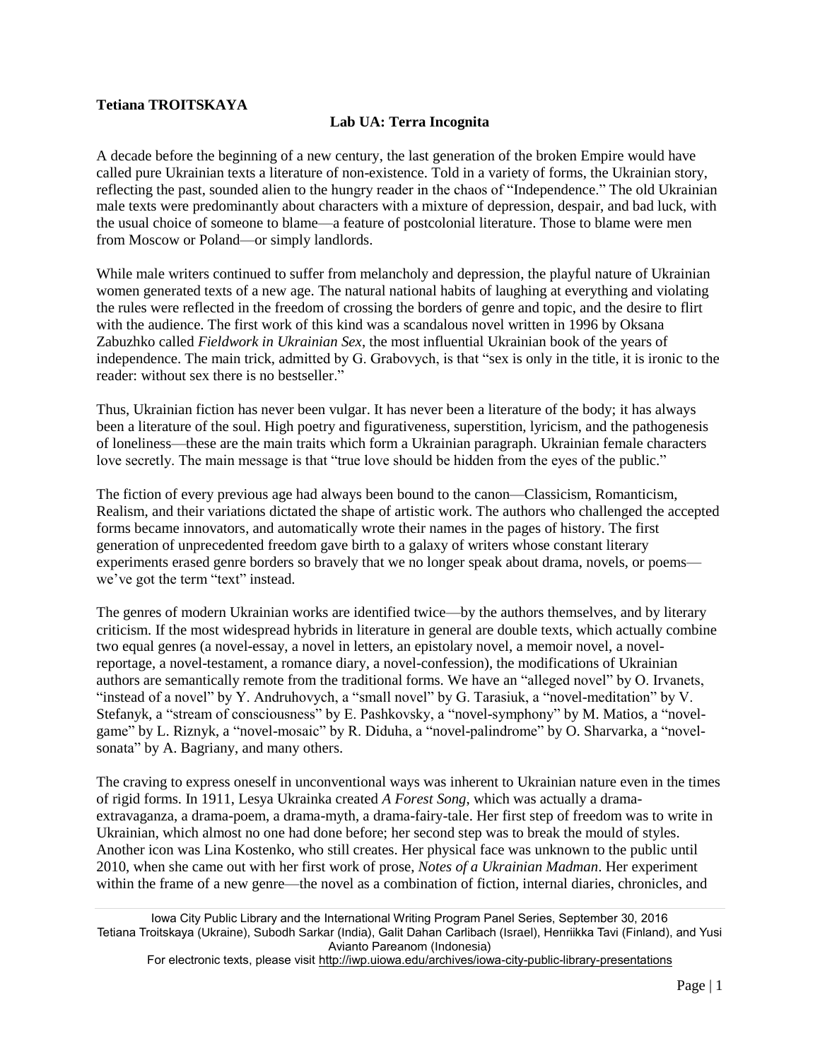**Tetiana TROITSKAYA**

## Lab UA: Terra Incognita

A decade before the beginning of a new century, the last generation of the broken Empire would have called pure Ukrainian texts a literature of non-existence. Told in a variety of forms, the Ukrainian story, reflecting the past, sounded alien to the hungry reader in the chaos of "Independence." The old Ukrainian male texts were predominantly about characters with a mixture of depression, despair, and bad luck, with the usual choice of someone to blame—a feature of postcolonial literature. Those to blame were men from Moscow or Poland—or simply landlords.

While male writers continued to suffer from melancholy and depression, the playful nature of Ukrainian women generated texts of a new age. The natural national habits of laughing at everything and violating the rules were reflected in the freedom of crossing the borders of genre and topic, and the desire to flirt with the audience. The first work of this kind was a scandalous novel written in 1996 by Oksana Zabuzhko called *Fieldwork in Ukrainian Sex*, the most influential Ukrainian book of the years of independence. The main trick, admitted by G. Grabovych, is that "sex is only in the title, it is ironic to the reader: without sex there is no bestseller."

Thus, Ukrainian fiction has never been vulgar. It has never been a literature of the body; it has always been a literature of the soul. High poetry and figurativeness, superstition, lyricism, and the pathogenesis of loneliness—these are the main traits which form a Ukrainian paragraph. Ukrainian female characters love secretly. The main message is that "true love should be hidden from the eyes of the public."

The fiction of every previous age had always been bound to the canon—Classicism, Romanticism, Realism, and their variations dictated the shape of artistic work. The authors who challenged the accepted forms became innovators, and automatically wrote their names in the pages of history. The first generation of unprecedented freedom gave birth to a galaxy of writers whose constant literary experiments erased genre borders so bravely that we no longer speak about drama, novels, or poems—we've got the term "text" instead.

The genres of modern Ukrainian works are identified twice—by the authors themselves, and by literary criticism. If the most widespread hybrids in literature in general are double texts, which actually combine two equal genres (a novel-essay, a novel in letters, an epistolary novel, a memoir novel, a novel-reportage, a novel-testament, a romance diary, a novel-confession), the modifications of Ukrainian authors are semantically remote from the traditional forms. We have an "alleged novel" by O. Irvanets, "instead of a novel" by Y. Andruhovych, a "small novel" by G. Tarasiuk, a "novel-meditation" by V. Stefanyk, a "stream of consciousness" by E. Pashkovsky, a "novel-symphony" by M. Matios, a "novel-game" by L. Riznyk, a "novel-mosaic" by R. Diduha, a "novel-palindrome" by O. Sharvarka, a "novel-sonata" by A. Bagriany, and many others.

The craving to express oneself in unconventional ways was inherent to Ukrainian nature even in the times of rigid forms. In 1911, Lesya Ukrainka created *A Forest Song*, which was actually a drama-extravaganza, a drama-poem, a drama-myth, a drama-fairy-tale. Her first step of freedom was to write in Ukrainian, which almost no one had done before; her second step was to break the mould of styles. Another icon was Lina Kostenko, who still creates. Her physical face was unknown to the public until 2010, when she came out with her first work of prose, *Notes of a Ukrainian Madman*. Her experiment within the frame of a new genre—the novel as a combination of fiction, internal diaries, chronicles, and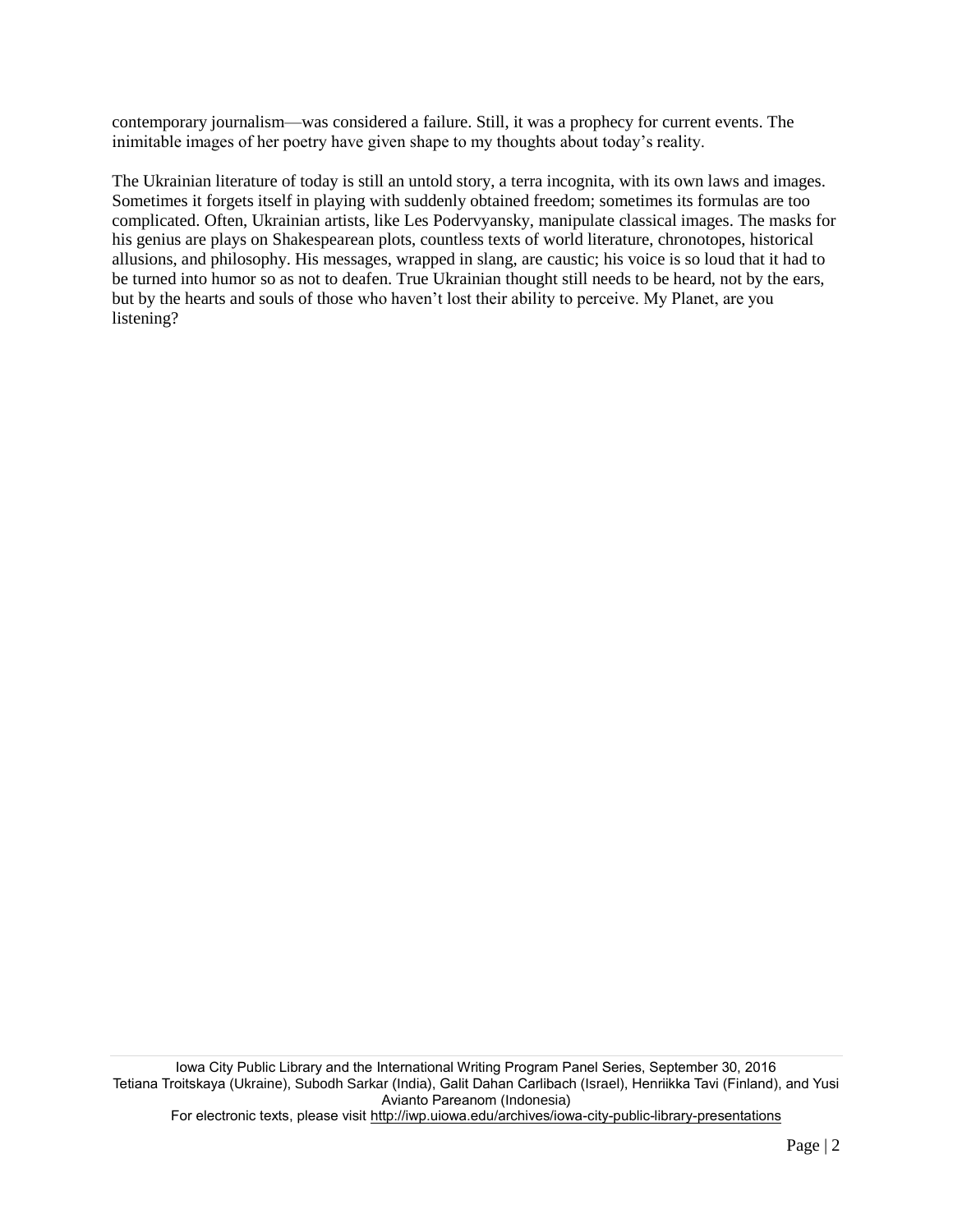contemporary journalism—was considered a failure. Still, it was a prophecy for current events. The inimitable images of her poetry have given shape to my thoughts about today's reality.

The Ukrainian literature of today is still an untold story, a terra incognita, with its own laws and images. Sometimes it forgets itself in playing with suddenly obtained freedom; sometimes its formulas are too complicated. Often, Ukrainian artists, like Les Podervyansky, manipulate classical images. The masks for his genius are plays on Shakespearean plots, countless texts of world literature, chronotopes, historical allusions, and philosophy. His messages, wrapped in slang, are caustic; his voice is so loud that it had to be turned into humor so as not to deafen. True Ukrainian thought still needs to be heard, not by the ears, but by the hearts and souls of those who haven't lost their ability to perceive. My Planet, are you listening?